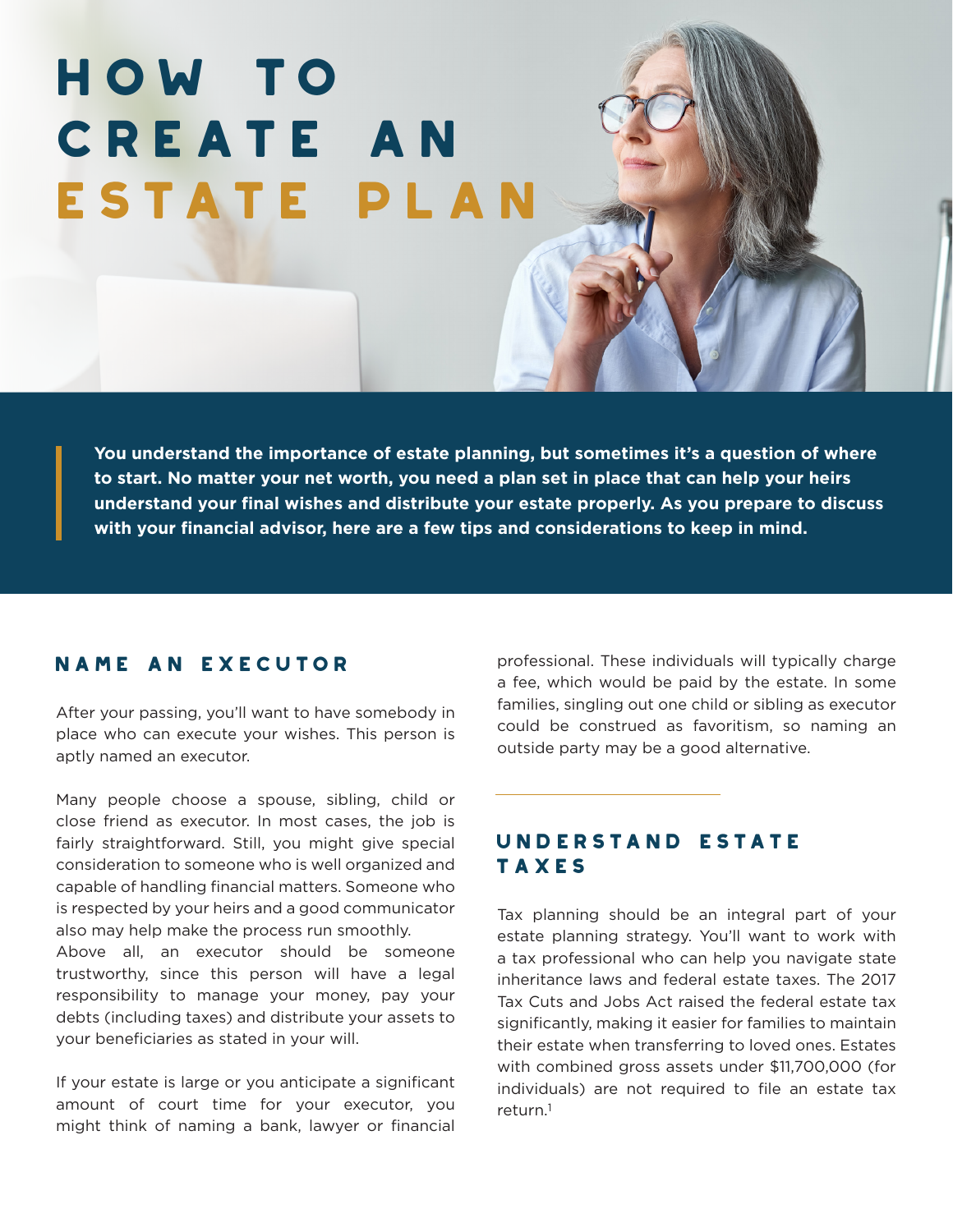# HOW TO CREATE AN ESTATE PLAN

**You understand the importance of estate planning, but sometimes it's a question of where to start. No matter your net worth, you need a plan set in place that can help your heirs understand your final wishes and distribute your estate properly. As you prepare to discuss with your financial advisor, here are a few tips and considerations to keep in mind.**

## NAME AN EXECUTOR

After your passing, you'll want to have somebody in place who can execute your wishes. This person is aptly named an executor.

Many people choose a spouse, sibling, child or close friend as executor. In most cases, the job is fairly straightforward. Still, you might give special consideration to someone who is well organized and capable of handling financial matters. Someone who is respected by your heirs and a good communicator also may help make the process run smoothly.

Above all, an executor should be someone trustworthy, since this person will have a legal responsibility to manage your money, pay your debts (including taxes) and distribute your assets to your beneficiaries as stated in your will.

If your estate is large or you anticipate a significant amount of court time for your executor, you might think of naming a bank, lawyer or financial professional. These individuals will typically charge a fee, which would be paid by the estate. In some families, singling out one child or sibling as executor could be construed as favoritism, so naming an outside party may be a good alternative.

## UNDERSTAND ESTATE TAXES

Tax planning should be an integral part of your estate planning strategy. You'll want to work with a tax professional who can help you navigate state inheritance laws and federal estate taxes. The 2017 Tax Cuts and Jobs Act raised the federal estate tax significantly, making it easier for families to maintain their estate when transferring to loved ones. Estates with combined gross assets under $11,700,000 (for individuals) are not required to file an estate tax return.[1]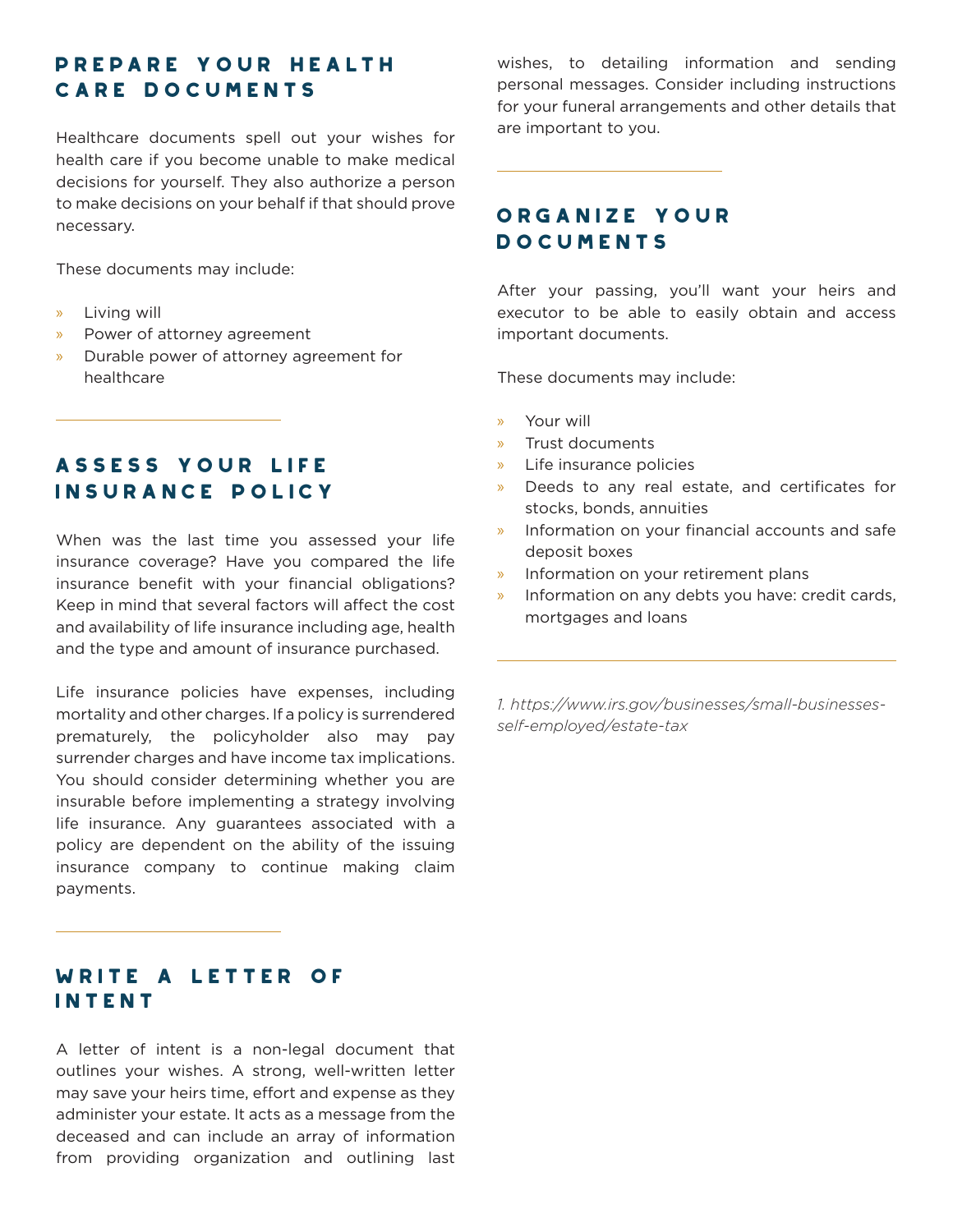## PREPARE YOUR HEALTH CARE DOCUMENTS

Healthcare documents spell out your wishes for health care if you become unable to make medical decisions for yourself. They also authorize a person to make decisions on your behalf if that should prove necessary.

These documents may include:

- Living will
- Power of attorney agreement
- Durable power of attorney agreement for healthcare

## ASSESS YOUR LIFE INSURANCE POLICY

When was the last time you assessed your life insurance coverage? Have you compared the life insurance benefit with your financial obligations? Keep in mind that several factors will affect the cost and availability of life insurance including age, health and the type and amount of insurance purchased.

Life insurance policies have expenses, including mortality and other charges. If a policy is surrendered prematurely, the policyholder also may pay surrender charges and have income tax implications. You should consider determining whether you are insurable before implementing a strategy involving life insurance. Any guarantees associated with a policy are dependent on the ability of the issuing insurance company to continue making claim payments.

## WRITE A LETTER OF INTENT

A letter of intent is a non-legal document that outlines your wishes. A strong, well-written letter may save your heirs time, effort and expense as they administer your estate. It acts as a message from the deceased and can include an array of information from providing organization and outlining last wishes, to detailing information and sending personal messages. Consider including instructions for your funeral arrangements and other details that are important to you.

## ORGANIZE YOUR DOCUMENTS

After your passing, you'll want your heirs and executor to be able to easily obtain and access important documents.

These documents may include:

- Your will
- Trust documents
- Life insurance policies
- Deeds to any real estate, and certificates for stocks, bonds, annuities
- Information on your financial accounts and safe deposit boxes
- Information on your retirement plans
- Information on any debts you have: credit cards, mortgages and loans

*1. https://www.irs.gov/businesses/small-businesses-self-employed/estate-tax*